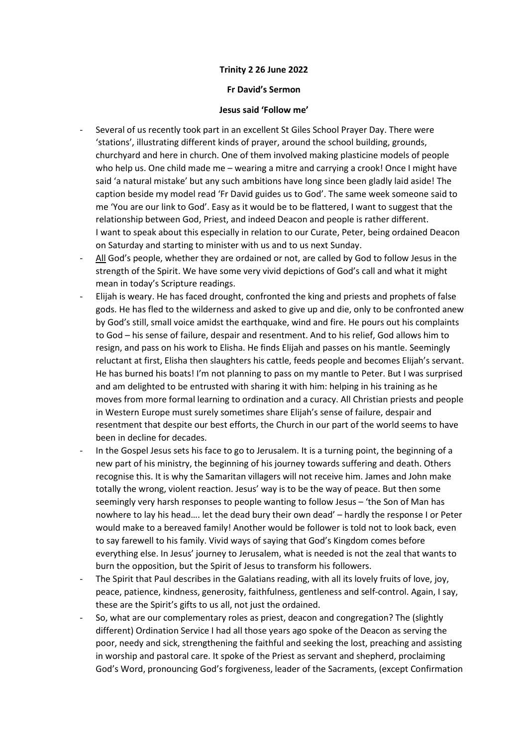**Trinity 2 26 June 2022**

**Fr David's Sermon**

**Jesus said 'Follow me'**

- Several of us recently took part in an excellent St Giles School Prayer Day. There were 'stations', illustrating different kinds of prayer, around the school building, grounds, churchyard and here in church. One of them involved making plasticine models of people who help us. One child made me – wearing a mitre and carrying a crook! Once I might have said 'a natural mistake' but any such ambitions have long since been gladly laid aside! The caption beside my model read 'Fr David guides us to God'. The same week someone said to me 'You are our link to God'. Easy as it would be to be flattered, I want to suggest that the relationship between God, Priest, and indeed Deacon and people is rather different. I want to speak about this especially in relation to our Curate, Peter, being ordained Deacon on Saturday and starting to minister with us and to us next Sunday.
- <u>All</u> God's people, whether they are ordained or not, are called by God to follow Jesus in the strength of the Spirit. We have some very vivid depictions of God's call and what it might mean in today's Scripture readings.
- Elijah is weary. He has faced drought, confronted the king and priests and prophets of false gods. He has fled to the wilderness and asked to give up and die, only to be confronted anew by God's still, small voice amidst the earthquake, wind and fire. He pours out his complaints to God – his sense of failure, despair and resentment. And to his relief, God allows him to resign, and pass on his work to Elisha. He finds Elijah and passes on his mantle. Seemingly reluctant at first, Elisha then slaughters his cattle, feeds people and becomes Elijah's servant. He has burned his boats! I'm not planning to pass on my mantle to Peter. But I was surprised and am delighted to be entrusted with sharing it with him: helping in his training as he moves from more formal learning to ordination and a curacy. All Christian priests and people in Western Europe must surely sometimes share Elijah's sense of failure, despair and resentment that despite our best efforts, the Church in our part of the world seems to have been in decline for decades.
- In the Gospel Jesus sets his face to go to Jerusalem. It is a turning point, the beginning of a new part of his ministry, the beginning of his journey towards suffering and death. Others recognise this. It is why the Samaritan villagers will not receive him. James and John make totally the wrong, violent reaction. Jesus' way is to be the way of peace. But then some seemingly very harsh responses to people wanting to follow Jesus – 'the Son of Man has nowhere to lay his head…. let the dead bury their own dead' – hardly the response I or Peter would make to a bereaved family! Another would be follower is told not to look back, even to say farewell to his family. Vivid ways of saying that God's Kingdom comes before everything else. In Jesus' journey to Jerusalem, what is needed is not the zeal that wants to burn the opposition, but the Spirit of Jesus to transform his followers.
- The Spirit that Paul describes in the Galatians reading, with all its lovely fruits of love, joy, peace, patience, kindness, generosity, faithfulness, gentleness and self-control. Again, I say, these are the Spirit's gifts to us all, not just the ordained.
- So, what are our complementary roles as priest, deacon and congregation? The (slightly different) Ordination Service I had all those years ago spoke of the Deacon as serving the poor, needy and sick, strengthening the faithful and seeking the lost, preaching and assisting in worship and pastoral care. It spoke of the Priest as servant and shepherd, proclaiming God's Word, pronouncing God's forgiveness, leader of the Sacraments, (except Confirmation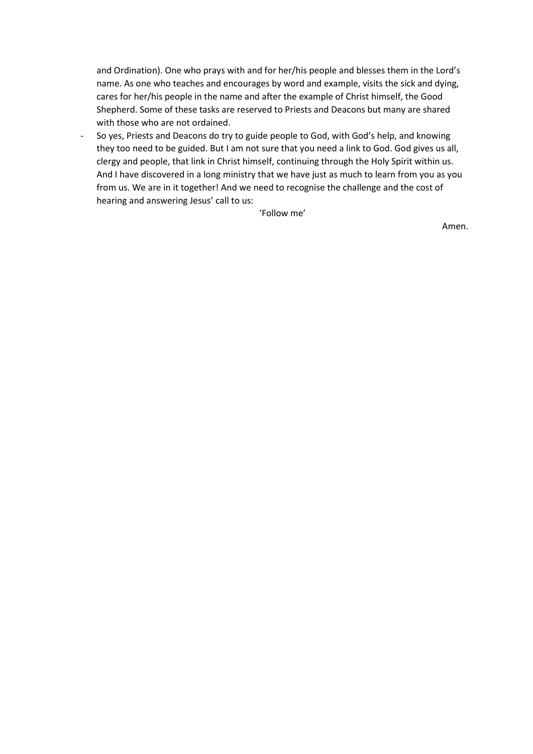and Ordination). One who prays with and for her/his people and blesses them in the Lord's name. As one who teaches and encourages by word and example, visits the sick and dying, cares for her/his people in the name and after the example of Christ himself, the Good Shepherd. Some of these tasks are reserved to Priests and Deacons but many are shared with those who are not ordained.

- So yes, Priests and Deacons do try to guide people to God, with God's help, and knowing they too need to be guided. But I am not sure that you need a link to God. God gives us all, clergy and people, that link in Christ himself, continuing through the Holy Spirit within us. And I have discovered in a long ministry that we have just as much to learn from you as you from us. We are in it together! And we need to recognise the challenge and the cost of hearing and answering Jesus' call to us:

'Follow me'

Amen.